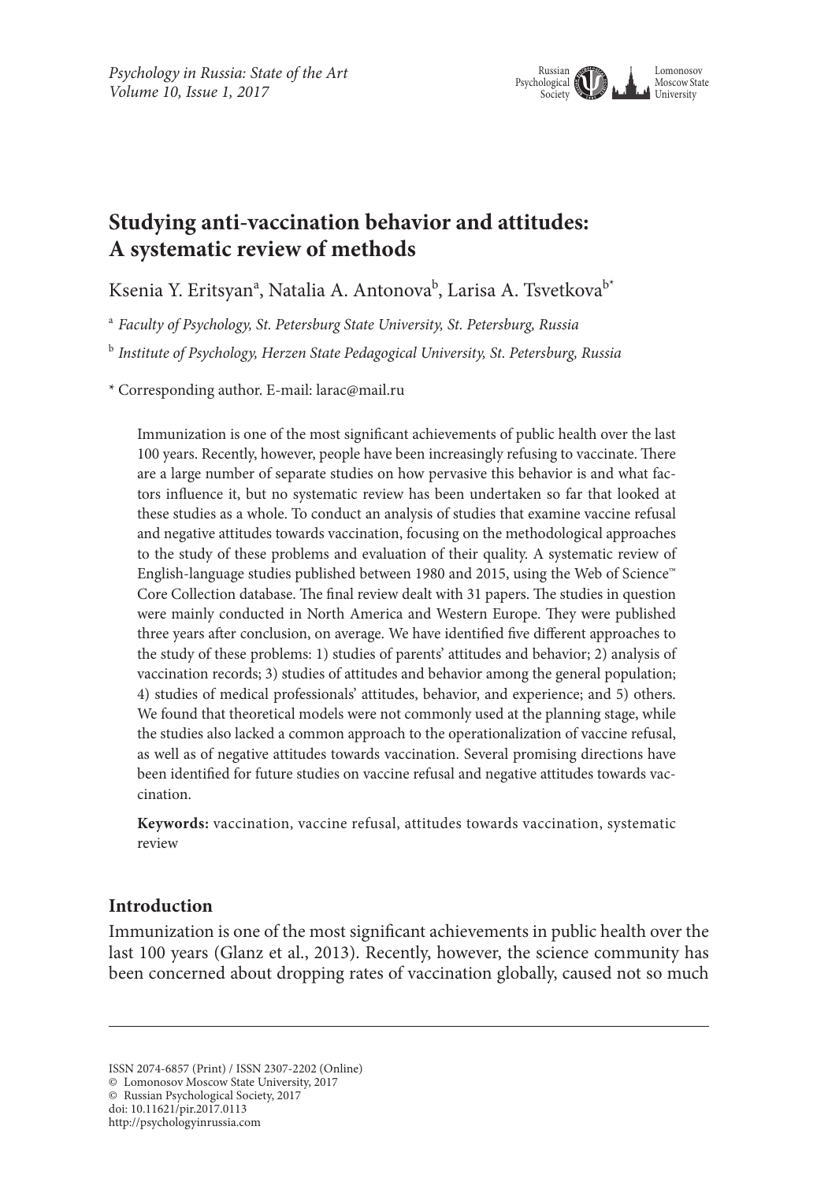# Studying anti-vaccination behavior and attitudes: A systematic review of methods

Ksenia Y. Eritsyan[a], Natalia A. Antonova[b], Larisa A. Tsvetkova[b*]

[a] *Faculty of Psychology, St. Petersburg State University, St. Petersburg, Russia*

[b] *Institute of Psychology, Herzen State Pedagogical University, St. Petersburg, Russia*

\* Corresponding author. E-mail: larac@mail.ru

Immunization is one of the most significant achievements of public health over the last 100 years. Recently, however, people have been increasingly refusing to vaccinate. There are a large number of separate studies on how pervasive this behavior is and what factors influence it, but no systematic review has been undertaken so far that looked at these studies as a whole. To conduct an analysis of studies that examine vaccine refusal and negative attitudes towards vaccination, focusing on the methodological approaches to the study of these problems and evaluation of their quality. A systematic review of English-language studies published between 1980 and 2015, using the Web of Science™ Core Collection database. The final review dealt with 31 papers. The studies in question were mainly conducted in North America and Western Europe. They were published three years after conclusion, on average. We have identified five different approaches to the study of these problems: 1) studies of parents' attitudes and behavior; 2) analysis of vaccination records; 3) studies of attitudes and behavior among the general population; 4) studies of medical professionals' attitudes, behavior, and experience; and 5) others. We found that theoretical models were not commonly used at the planning stage, while the studies also lacked a common approach to the operationalization of vaccine refusal, as well as of negative attitudes towards vaccination. Several promising directions have been identified for future studies on vaccine refusal and negative attitudes towards vaccination.

**Keywords:** vaccination, vaccine refusal, attitudes towards vaccination, systematic review

## Introduction

Immunization is one of the most significant achievements in public health over the last 100 years (Glanz et al., 2013). Recently, however, the science community has been concerned about dropping rates of vaccination globally, caused not so much

ISSN 2074-6857 (Print) / ISSN 2307-2202 (Online)
© Lomonosov Moscow State University, 2017
© Russian Psychological Society, 2017
doi: 10.11621/pir.2017.0113
http://psychologyinrussia.com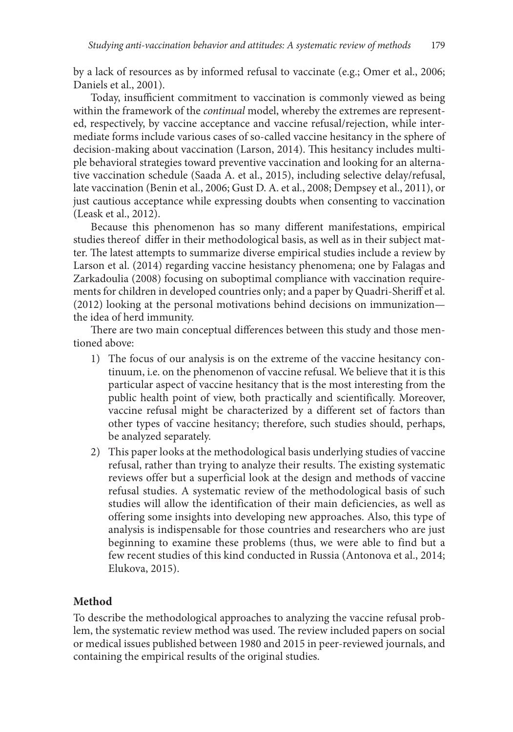by a lack of resources as by informed refusal to vaccinate (e.g.; Omer et al., 2006; Daniels et al., 2001).

Today, insufficient commitment to vaccination is commonly viewed as being within the framework of the *continual* model, whereby the extremes are represented, respectively, by vaccine acceptance and vaccine refusal/rejection, while intermediate forms include various cases of so-called vaccine hesitancy in the sphere of decision-making about vaccination (Larson, 2014). This hesitancy includes multiple behavioral strategies toward preventive vaccination and looking for an alternative vaccination schedule (Saada A. et al., 2015), including selective delay/refusal, late vaccination (Benin et al., 2006; Gust D. A. et al., 2008; Dempsey et al., 2011), or just cautious acceptance while expressing doubts when consenting to vaccination (Leask et al., 2012).

Because this phenomenon has so many different manifestations, empirical studies thereof differ in their methodological basis, as well as in their subject matter. The latest attempts to summarize diverse empirical studies include a review by Larson et al. (2014) regarding vaccine hesistancy phenomena; one by Falagas and Zarkadoulia (2008) focusing on suboptimal compliance with vaccination requirements for children in developed countries only; and a paper by Quadri-Sheriff et al. (2012) looking at the personal motivations behind decisions on immunization—the idea of herd immunity.

There are two main conceptual differences between this study and those mentioned above:

1) The focus of our analysis is on the extreme of the vaccine hesitancy continuum, i.e. on the phenomenon of vaccine refusal. We believe that it is this particular aspect of vaccine hesitancy that is the most interesting from the public health point of view, both practically and scientifically. Moreover, vaccine refusal might be characterized by a different set of factors than other types of vaccine hesitancy; therefore, such studies should, perhaps, be analyzed separately.
2) This paper looks at the methodological basis underlying studies of vaccine refusal, rather than trying to analyze their results. The existing systematic reviews offer but a superficial look at the design and methods of vaccine refusal studies. A systematic review of the methodological basis of such studies will allow the identification of their main deficiencies, as well as offering some insights into developing new approaches. Also, this type of analysis is indispensable for those countries and researchers who are just beginning to examine these problems (thus, we were able to find but a few recent studies of this kind conducted in Russia (Antonova et al., 2014; Elukova, 2015).

## Method

To describe the methodological approaches to analyzing the vaccine refusal problem, the systematic review method was used. The review included papers on social or medical issues published between 1980 and 2015 in peer-reviewed journals, and containing the empirical results of the original studies.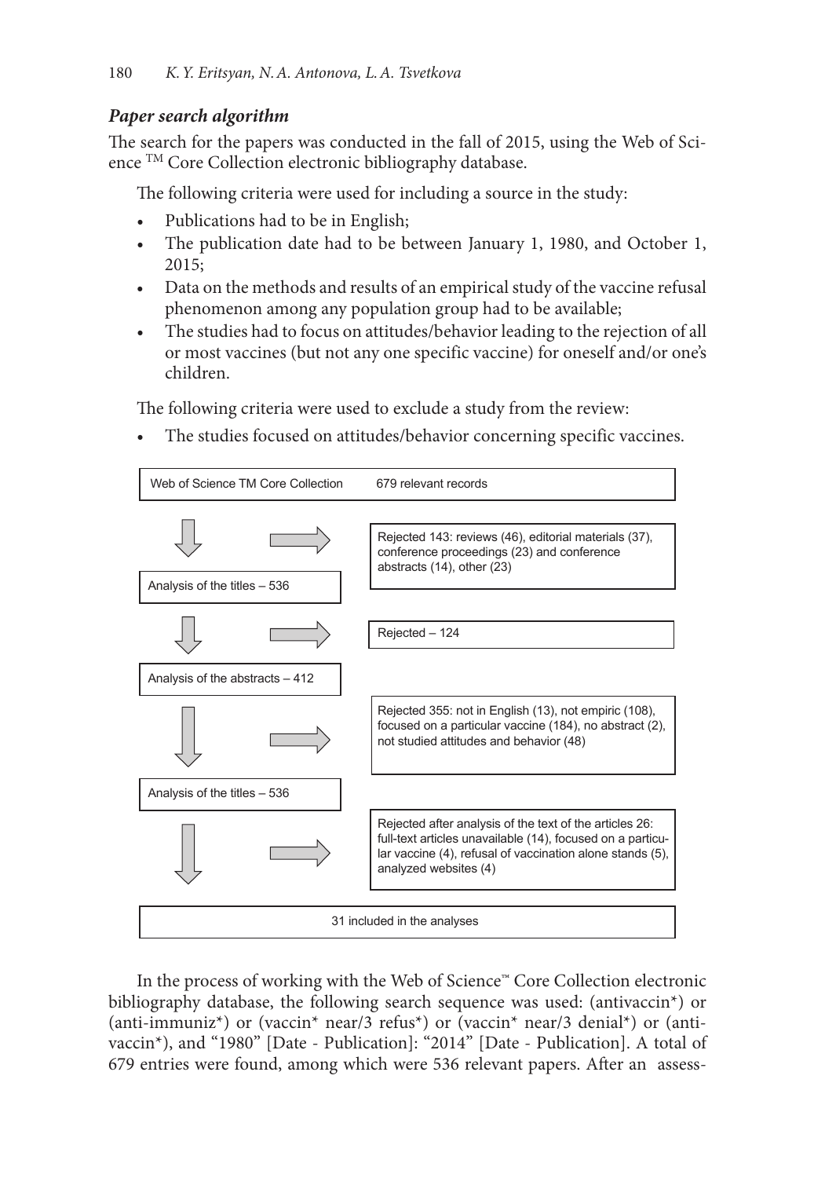### *Paper search algorithm*

The search for the papers was conducted in the fall of 2015, using the Web of Science ™ Core Collection electronic bibliography database.

The following criteria were used for including a source in the study:

- Publications had to be in English;
- The publication date had to be between January 1, 1980, and October 1, 2015;
- Data on the methods and results of an empirical study of the vaccine refusal phenomenon among any population group had to be available;
- The studies had to focus on attitudes/behavior leading to the rejection of all or most vaccines (but not any one specific vaccine) for oneself and/or one's children.

The following criteria were used to exclude a study from the review:

- The studies focused on attitudes/behavior concerning specific vaccines.

Web of Science TM Core Collection

679 relevant records

Rejected 143: reviews (46), editorial materials (37), conference proceedings (23) and conference abstracts (14), other (23)

Analysis of the titles – 536

Rejected – 124

Analysis of the abstracts – 412

Rejected 355: not in English (13), not empiric (108), focused on a particular vaccine (184), no abstract (2), not studied attitudes and behavior (48)

Analysis of the titles – 536

Rejected after analysis of the text of the articles 26: full-text articles unavailable (14), focused on a particular vaccine (4), refusal of vaccination alone stands (5), analyzed websites (4)

31 included in the analyses

In the process of working with the Web of Science™ Core Collection electronic bibliography database, the following search sequence was used: (antivaccin*) or (anti-immuniz*) or (vaccin* near/3 refus*) or (vaccin* near/3 denial*) or (anti-vaccin*), and "1980" [Date - Publication]: "2014" [Date - Publication]. A total of 679 entries were found, among which were 536 relevant papers. After an assess-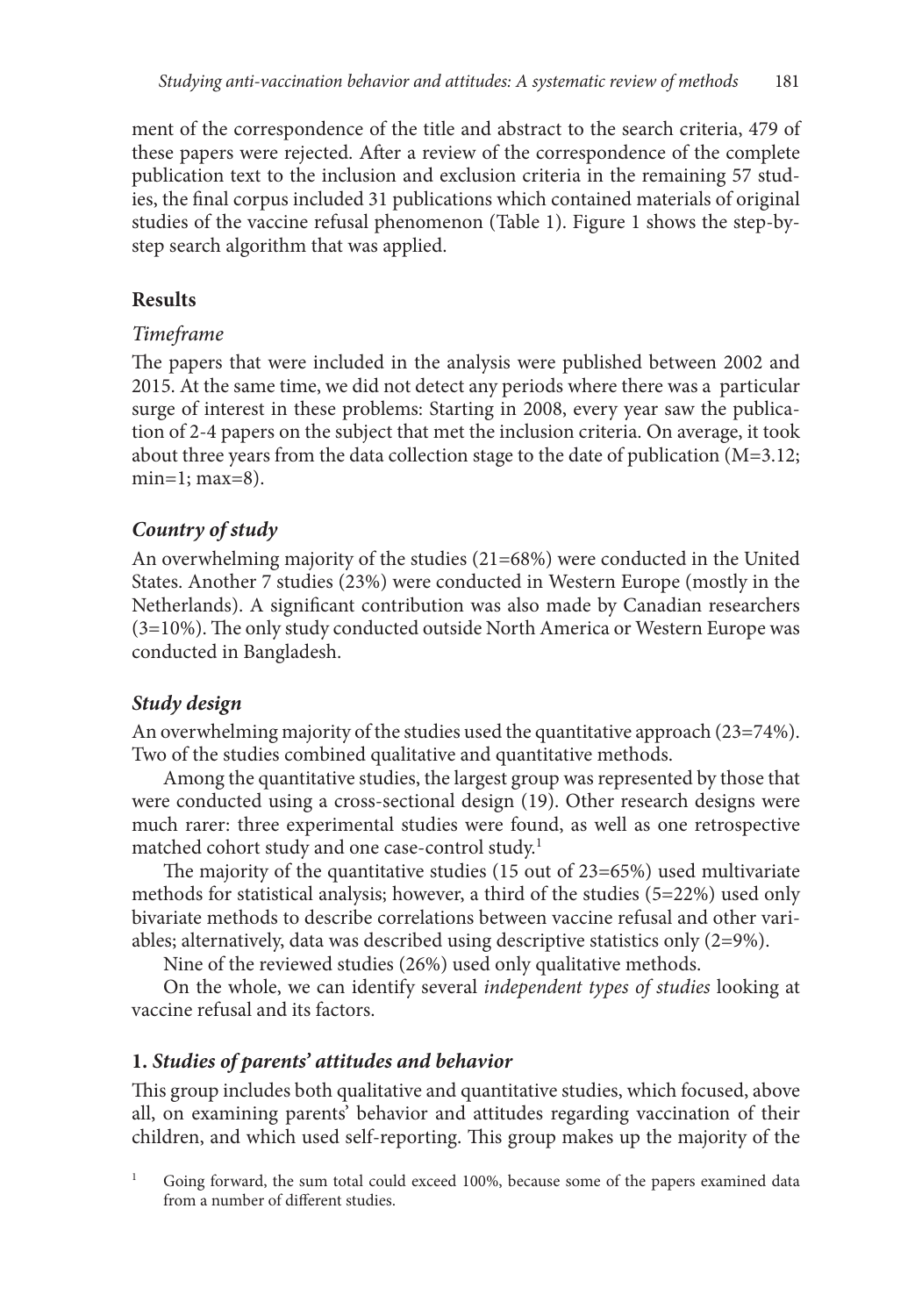ment of the correspondence of the title and abstract to the search criteria, 479 of these papers were rejected. After a review of the correspondence of the complete publication text to the inclusion and exclusion criteria in the remaining 57 studies, the final corpus included 31 publications which contained materials of original studies of the vaccine refusal phenomenon (Table 1). Figure 1 shows the step-by-step search algorithm that was applied.

## Results

### *Timeframe*

The papers that were included in the analysis were published between 2002 and 2015. At the same time, we did not detect any periods where there was a particular surge of interest in these problems: Starting in 2008, every year saw the publication of 2-4 papers on the subject that met the inclusion criteria. On average, it took about three years from the data collection stage to the date of publication (M=3.12; min=1; max=8).

### ***Country of study***

An overwhelming majority of the studies (21=68%) were conducted in the United States. Another 7 studies (23%) were conducted in Western Europe (mostly in the Netherlands). A significant contribution was also made by Canadian researchers (3=10%). The only study conducted outside North America or Western Europe was conducted in Bangladesh.

### ***Study design***

An overwhelming majority of the studies used the quantitative approach (23=74%). Two of the studies combined qualitative and quantitative methods.

Among the quantitative studies, the largest group was represented by those that were conducted using a cross-sectional design (19). Other research designs were much rarer: three experimental studies were found, as well as one retrospective matched cohort study and one case-control study.[1]

The majority of the quantitative studies (15 out of 23=65%) used multivariate methods for statistical analysis; however, a third of the studies (5=22%) used only bivariate methods to describe correlations between vaccine refusal and other variables; alternatively, data was described using descriptive statistics only (2=9%).

Nine of the reviewed studies (26%) used only qualitative methods.

On the whole, we can identify several *independent types of studies* looking at vaccine refusal and its factors.

### **1.** ***Studies of parents' attitudes and behavior***

This group includes both qualitative and quantitative studies, which focused, above all, on examining parents' behavior and attitudes regarding vaccination of their children, and which used self-reporting. This group makes up the majority of the

[1] Going forward, the sum total could exceed 100%, because some of the papers examined data from a number of different studies.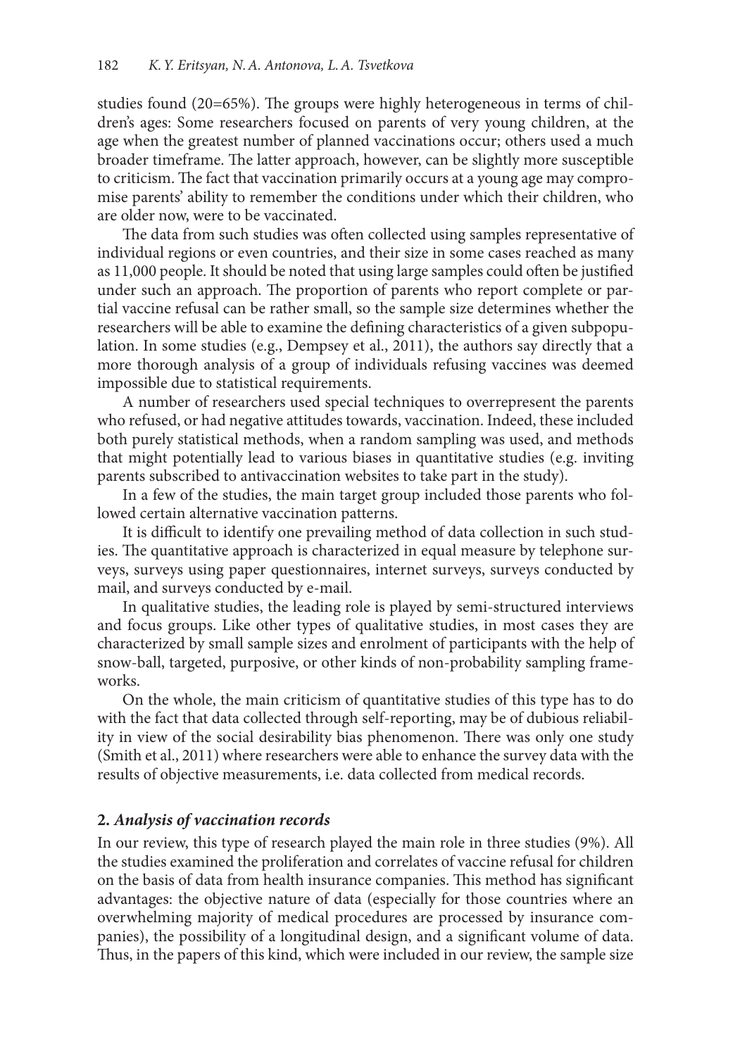studies found (20=65%). The groups were highly heterogeneous in terms of children's ages: Some researchers focused on parents of very young children, at the age when the greatest number of planned vaccinations occur; others used a much broader timeframe. The latter approach, however, can be slightly more susceptible to criticism. The fact that vaccination primarily occurs at a young age may compromise parents' ability to remember the conditions under which their children, who are older now, were to be vaccinated.

The data from such studies was often collected using samples representative of individual regions or even countries, and their size in some cases reached as many as 11,000 people. It should be noted that using large samples could often be justified under such an approach. The proportion of parents who report complete or partial vaccine refusal can be rather small, so the sample size determines whether the researchers will be able to examine the defining characteristics of a given subpopulation. In some studies (e.g., Dempsey et al., 2011), the authors say directly that a more thorough analysis of a group of individuals refusing vaccines was deemed impossible due to statistical requirements.

A number of researchers used special techniques to overrepresent the parents who refused, or had negative attitudes towards, vaccination. Indeed, these included both purely statistical methods, when a random sampling was used, and methods that might potentially lead to various biases in quantitative studies (e.g. inviting parents subscribed to antivaccination websites to take part in the study).

In a few of the studies, the main target group included those parents who followed certain alternative vaccination patterns.

It is difficult to identify one prevailing method of data collection in such studies. The quantitative approach is characterized in equal measure by telephone surveys, surveys using paper questionnaires, internet surveys, surveys conducted by mail, and surveys conducted by e-mail.

In qualitative studies, the leading role is played by semi-structured interviews and focus groups. Like other types of qualitative studies, in most cases they are characterized by small sample sizes and enrolment of participants with the help of snow-ball, targeted, purposive, or other kinds of non-probability sampling frameworks.

On the whole, the main criticism of quantitative studies of this type has to do with the fact that data collected through self-reporting, may be of dubious reliability in view of the social desirability bias phenomenon. There was only one study (Smith et al., 2011) where researchers were able to enhance the survey data with the results of objective measurements, i.e. data collected from medical records.

### 2. *Analysis of vaccination records*

In our review, this type of research played the main role in three studies (9%). All the studies examined the proliferation and correlates of vaccine refusal for children on the basis of data from health insurance companies. This method has significant advantages: the objective nature of data (especially for those countries where an overwhelming majority of medical procedures are processed by insurance companies), the possibility of a longitudinal design, and a significant volume of data. Thus, in the papers of this kind, which were included in our review, the sample size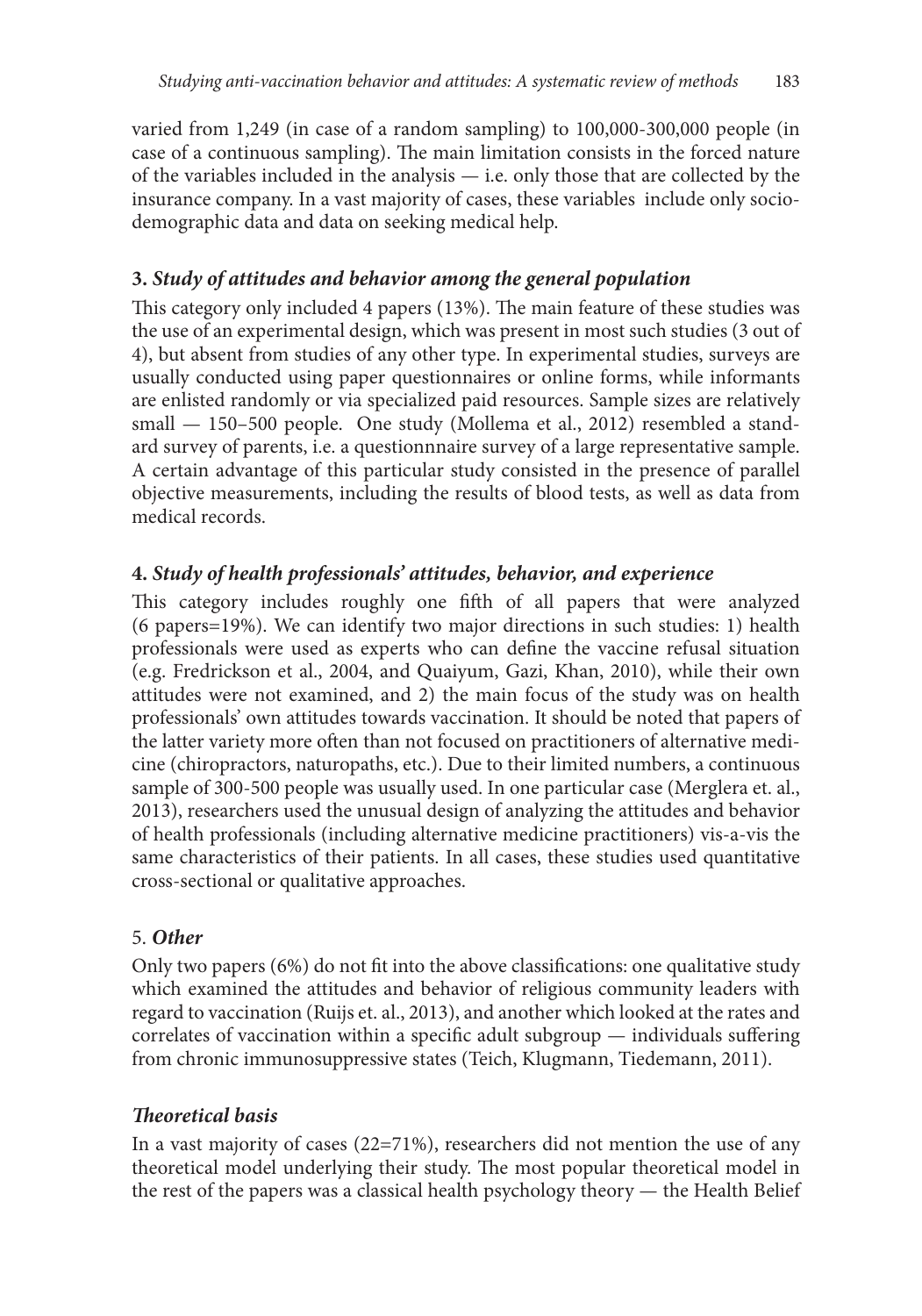varied from 1,249 (in case of a random sampling) to 100,000-300,000 people (in case of a continuous sampling). The main limitation consists in the forced nature of the variables included in the analysis — i.e. only those that are collected by the insurance company. In a vast majority of cases, these variables include only socio-demographic data and data on seeking medical help.

### 3. *Study of attitudes and behavior among the general population*

This category only included 4 papers (13%). The main feature of these studies was the use of an experimental design, which was present in most such studies (3 out of 4), but absent from studies of any other type. In experimental studies, surveys are usually conducted using paper questionnaires or online forms, while informants are enlisted randomly or via specialized paid resources. Sample sizes are relatively small — 150–500 people. One study (Mollema et al., 2012) resembled a standard survey of parents, i.e. a questionnnaire survey of a large representative sample. A certain advantage of this particular study consisted in the presence of parallel objective measurements, including the results of blood tests, as well as data from medical records.

### 4. *Study of health professionals' attitudes, behavior, and experience*

This category includes roughly one fifth of all papers that were analyzed (6 papers=19%). We can identify two major directions in such studies: 1) health professionals were used as experts who can define the vaccine refusal situation (e.g. Fredrickson et al., 2004, and Quaiyum, Gazi, Khan, 2010), while their own attitudes were not examined, and 2) the main focus of the study was on health professionals' own attitudes towards vaccination. It should be noted that papers of the latter variety more often than not focused on practitioners of alternative medicine (chiropractors, naturopaths, etc.). Due to their limited numbers, a continuous sample of 300-500 people was usually used. In one particular case (Merglera et. al., 2013), researchers used the unusual design of analyzing the attitudes and behavior of health professionals (including alternative medicine practitioners) vis-a-vis the same characteristics of their patients. In all cases, these studies used quantitative cross-sectional or qualitative approaches.

### 5. *Other*

Only two papers (6%) do not fit into the above classifications: one qualitative study which examined the attitudes and behavior of religious community leaders with regard to vaccination (Ruijs et. al., 2013), and another which looked at the rates and correlates of vaccination within a specific adult subgroup — individuals suffering from chronic immunosuppressive states (Teich, Klugmann, Tiedemann, 2011).

### *Theoretical basis*

In a vast majority of cases (22=71%), researchers did not mention the use of any theoretical model underlying their study. The most popular theoretical model in the rest of the papers was a classical health psychology theory — the Health Belief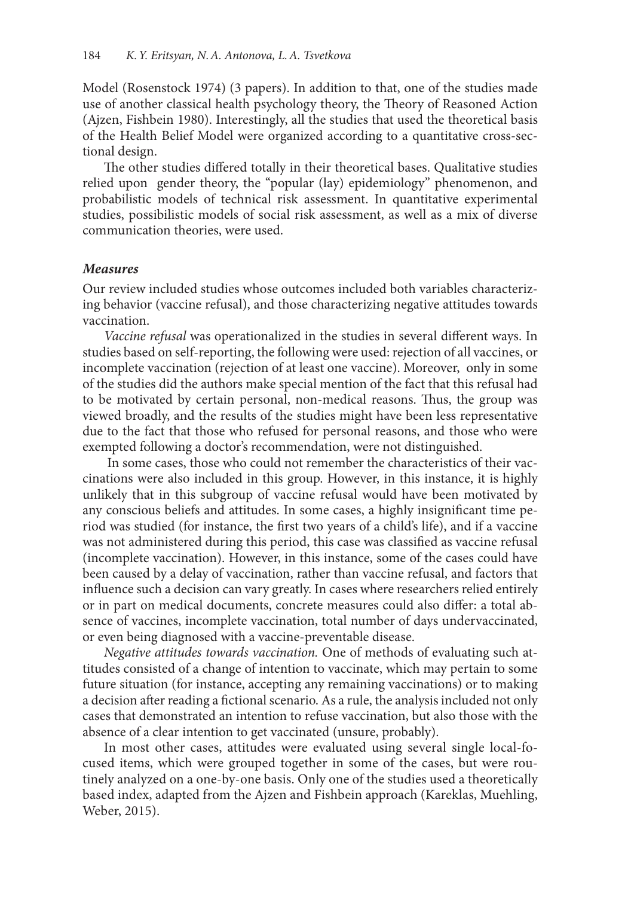Model (Rosenstock 1974) (3 papers). In addition to that, one of the studies made use of another classical health psychology theory, the Theory of Reasoned Action (Ajzen, Fishbein 1980). Interestingly, all the studies that used the theoretical basis of the Health Belief Model were organized according to a quantitative cross-sectional design.

The other studies differed totally in their theoretical bases. Qualitative studies relied upon gender theory, the "popular (lay) epidemiology" phenomenon, and probabilistic models of technical risk assessment. In quantitative experimental studies, possibilistic models of social risk assessment, as well as a mix of diverse communication theories, were used.

### *Measures*

Our review included studies whose outcomes included both variables characterizing behavior (vaccine refusal), and those characterizing negative attitudes towards vaccination.

*Vaccine refusal* was operationalized in the studies in several different ways. In studies based on self-reporting, the following were used: rejection of all vaccines, or incomplete vaccination (rejection of at least one vaccine). Moreover, only in some of the studies did the authors make special mention of the fact that this refusal had to be motivated by certain personal, non-medical reasons. Thus, the group was viewed broadly, and the results of the studies might have been less representative due to the fact that those who refused for personal reasons, and those who were exempted following a doctor's recommendation, were not distinguished.

In some cases, those who could not remember the characteristics of their vaccinations were also included in this group. However, in this instance, it is highly unlikely that in this subgroup of vaccine refusal would have been motivated by any conscious beliefs and attitudes. In some cases, a highly insignificant time period was studied (for instance, the first two years of a child's life), and if a vaccine was not administered during this period, this case was classified as vaccine refusal (incomplete vaccination). However, in this instance, some of the cases could have been caused by a delay of vaccination, rather than vaccine refusal, and factors that influence such a decision can vary greatly. In cases where researchers relied entirely or in part on medical documents, concrete measures could also differ: a total absence of vaccines, incomplete vaccination, total number of days undervaccinated, or even being diagnosed with a vaccine-preventable disease.

*Negative attitudes towards vaccination.* One of methods of evaluating such attitudes consisted of a change of intention to vaccinate, which may pertain to some future situation (for instance, accepting any remaining vaccinations) or to making a decision after reading a fictional scenario. As a rule, the analysis included not only cases that demonstrated an intention to refuse vaccination, but also those with the absence of a clear intention to get vaccinated (unsure, probably).

In most other cases, attitudes were evaluated using several single local-focused items, which were grouped together in some of the cases, but were routinely analyzed on a one-by-one basis. Only one of the studies used a theoretically based index, adapted from the Ajzen and Fishbein approach (Kareklas, Muehling, Weber, 2015).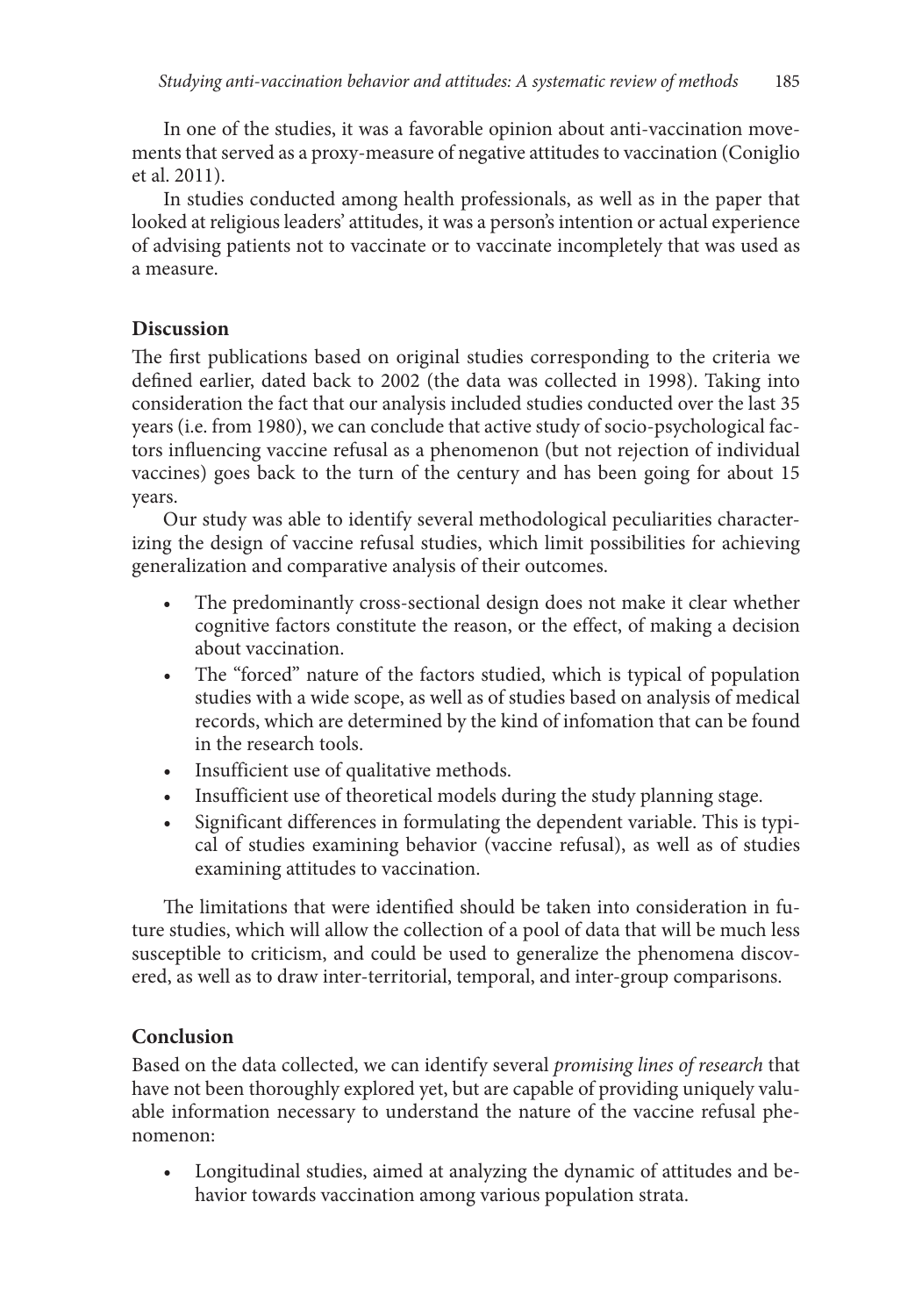In one of the studies, it was a favorable opinion about anti-vaccination movements that served as a proxy-measure of negative attitudes to vaccination (Coniglio et al. 2011).

In studies conducted among health professionals, as well as in the paper that looked at religious leaders' attitudes, it was a person's intention or actual experience of advising patients not to vaccinate or to vaccinate incompletely that was used as a measure.

## Discussion

The first publications based on original studies corresponding to the criteria we defined earlier, dated back to 2002 (the data was collected in 1998). Taking into consideration the fact that our analysis included studies conducted over the last 35 years (i.e. from 1980), we can conclude that active study of socio-psychological factors influencing vaccine refusal as a phenomenon (but not rejection of individual vaccines) goes back to the turn of the century and has been going for about 15 years.

Our study was able to identify several methodological peculiarities characterizing the design of vaccine refusal studies, which limit possibilities for achieving generalization and comparative analysis of their outcomes.

- The predominantly cross-sectional design does not make it clear whether cognitive factors constitute the reason, or the effect, of making a decision about vaccination.
- The "forced" nature of the factors studied, which is typical of population studies with a wide scope, as well as of studies based on analysis of medical records, which are determined by the kind of infomation that can be found in the research tools.
- Insufficient use of qualitative methods.
- Insufficient use of theoretical models during the study planning stage.
- Significant differences in formulating the dependent variable. This is typical of studies examining behavior (vaccine refusal), as well as of studies examining attitudes to vaccination.

The limitations that were identified should be taken into consideration in future studies, which will allow the collection of a pool of data that will be much less susceptible to criticism, and could be used to generalize the phenomena discovered, as well as to draw inter-territorial, temporal, and inter-group comparisons.

## Conclusion

Based on the data collected, we can identify several *promising lines of research* that have not been thoroughly explored yet, but are capable of providing uniquely valuable information necessary to understand the nature of the vaccine refusal phenomenon:

- Longitudinal studies, aimed at analyzing the dynamic of attitudes and behavior towards vaccination among various population strata.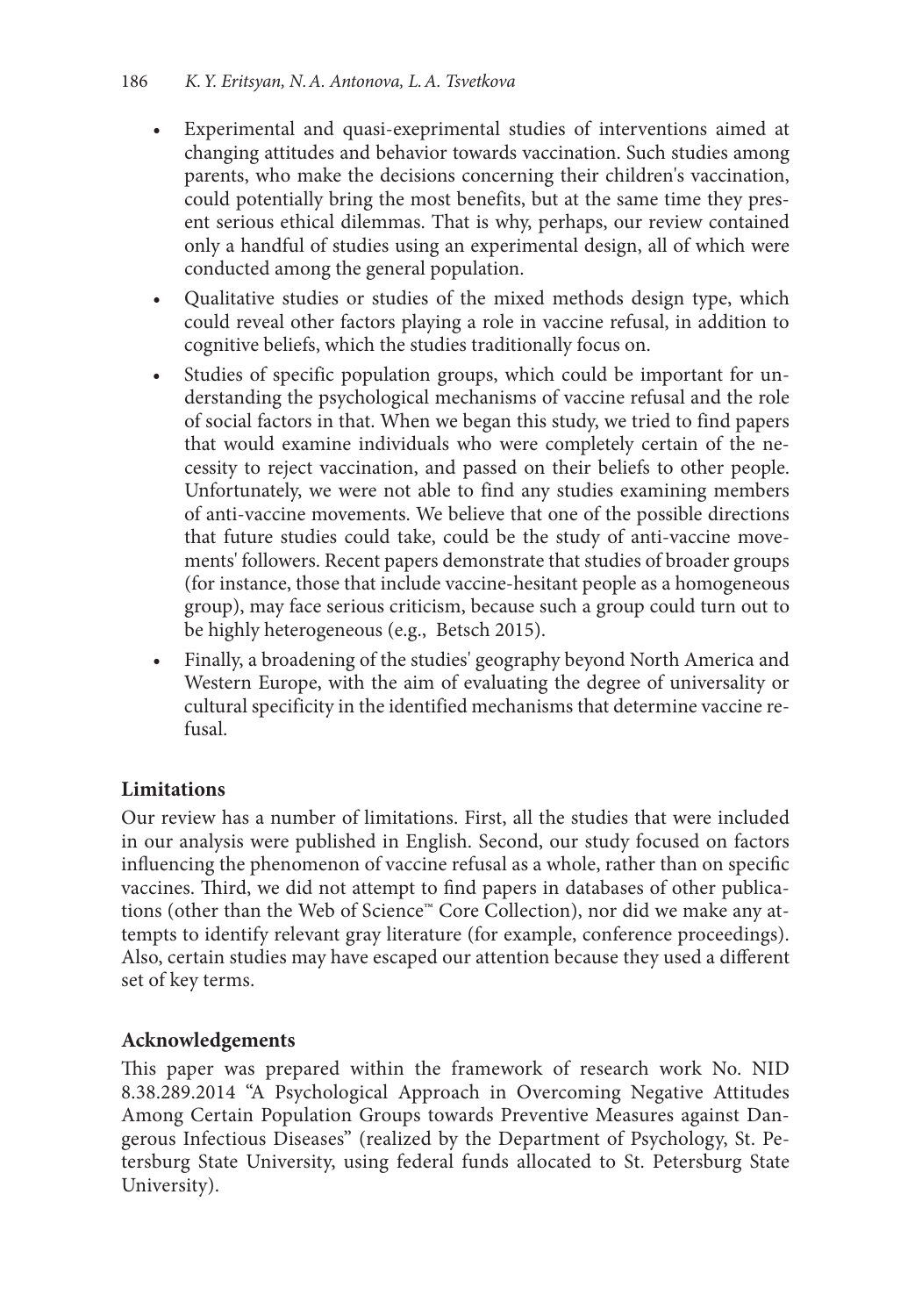- Experimental and quasi-exeprimental studies of interventions aimed at changing attitudes and behavior towards vaccination. Such studies among parents, who make the decisions concerning their children's vaccination, could potentially bring the most benefits, but at the same time they present serious ethical dilemmas. That is why, perhaps, our review contained only a handful of studies using an experimental design, all of which were conducted among the general population.
- Qualitative studies or studies of the mixed methods design type, which could reveal other factors playing a role in vaccine refusal, in addition to cognitive beliefs, which the studies traditionally focus on.
- Studies of specific population groups, which could be important for understanding the psychological mechanisms of vaccine refusal and the role of social factors in that. When we began this study, we tried to find papers that would examine individuals who were completely certain of the necessity to reject vaccination, and passed on their beliefs to other people. Unfortunately, we were not able to find any studies examining members of anti-vaccine movements. We believe that one of the possible directions that future studies could take, could be the study of anti-vaccine movements' followers. Recent papers demonstrate that studies of broader groups (for instance, those that include vaccine-hesitant people as a homogeneous group), may face serious criticism, because such a group could turn out to be highly heterogeneous (e.g., Betsch 2015).
- Finally, a broadening of the studies' geography beyond North America and Western Europe, with the aim of evaluating the degree of universality or cultural specificity in the identified mechanisms that determine vaccine refusal.

## Limitations

Our review has a number of limitations. First, all the studies that were included in our analysis were published in English. Second, our study focused on factors influencing the phenomenon of vaccine refusal as a whole, rather than on specific vaccines. Third, we did not attempt to find papers in databases of other publications (other than the Web of Science™ Core Collection), nor did we make any attempts to identify relevant gray literature (for example, conference proceedings). Also, certain studies may have escaped our attention because they used a different set of key terms.

## Acknowledgements

This paper was prepared within the framework of research work No. NID 8.38.289.2014 "A Psychological Approach in Overcoming Negative Attitudes Among Certain Population Groups towards Preventive Measures against Dangerous Infectious Diseases" (realized by the Department of Psychology, St. Petersburg State University, using federal funds allocated to St. Petersburg State University).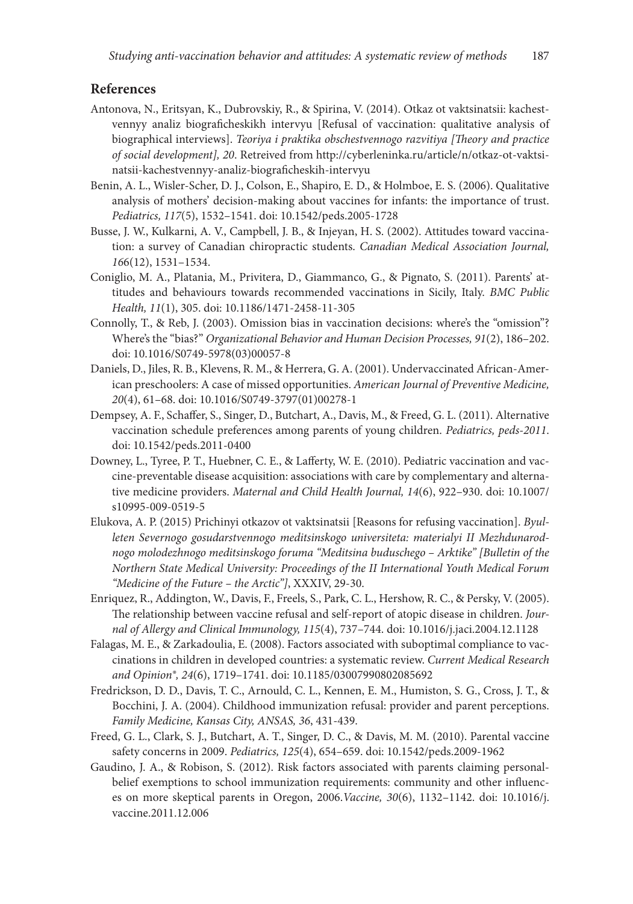## References

Antonova, N., Eritsyan, K., Dubrovskiy, R., & Spirina, V. (2014). Otkaz ot vaktsinatsii: kachestvennyy analiz biograficheskikh intervyu [Refusal of vaccination: qualitative analysis of biographical interviews]. *Teoriya i praktika obschestvennogo razvitiya [Theory and practice of social development], 20*. Retreived from http://cyberleninka.ru/article/n/otkaz-ot-vaktsinatsii-kachestvennyy-analiz-biograficheskih-intervyu

Benin, A. L., Wisler-Scher, D. J., Colson, E., Shapiro, E. D., & Holmboe, E. S. (2006). Qualitative analysis of mothers' decision-making about vaccines for infants: the importance of trust. *Pediatrics, 117*(5), 1532–1541. doi: 10.1542/peds.2005-1728

Busse, J. W., Kulkarni, A. V., Campbell, J. B., & Injeyan, H. S. (2002). Attitudes toward vaccination: a survey of Canadian chiropractic students. *Canadian Medical Association Journal, 166*(12), 1531–1534.

Coniglio, M. A., Platania, M., Privitera, D., Giammanco, G., & Pignato, S. (2011). Parents' attitudes and behaviours towards recommended vaccinations in Sicily, Italy. *BMC Public Health, 11*(1), 305. doi: 10.1186/1471-2458-11-305

Connolly, T., & Reb, J. (2003). Omission bias in vaccination decisions: where's the "omission"? Where's the "bias?" *Organizational Behavior and Human Decision Processes, 91*(2), 186–202. doi: 10.1016/S0749-5978(03)00057-8

Daniels, D., Jiles, R. B., Klevens, R. M., & Herrera, G. A. (2001). Undervaccinated African-American preschoolers: A case of missed opportunities. *American Journal of Preventive Medicine, 20*(4), 61–68. doi: 10.1016/S0749-3797(01)00278-1

Dempsey, A. F., Schaffer, S., Singer, D., Butchart, A., Davis, M., & Freed, G. L. (2011). Alternative vaccination schedule preferences among parents of young children. *Pediatrics, peds-2011*. doi: 10.1542/peds.2011-0400

Downey, L., Tyree, P. T., Huebner, C. E., & Lafferty, W. E. (2010). Pediatric vaccination and vaccine-preventable disease acquisition: associations with care by complementary and alternative medicine providers. *Maternal and Child Health Journal, 14*(6), 922–930. doi: 10.1007/s10995-009-0519-5

Elukova, A. P. (2015) Prichinyi otkazov ot vaktsinatsii [Reasons for refusing vaccination]. *Byulleten Severnogo gosudarstvennogo meditsinskogo universiteta: materialyi II Mezhdunarodnogo molodezhnogo meditsinskogo foruma "Meditsina buduschego – Arktike" [Bulletin of the Northern State Medical University: Proceedings of the II International Youth Medical Forum "Medicine of the Future – the Arctic"]*, XXXIV, 29-30.

Enriquez, R., Addington, W., Davis, F., Freels, S., Park, C. L., Hershow, R. C., & Persky, V. (2005). The relationship between vaccine refusal and self-report of atopic disease in children. *Journal of Allergy and Clinical Immunology, 115*(4), 737–744. doi: 10.1016/j.jaci.2004.12.1128

Falagas, M. E., & Zarkadoulia, E. (2008). Factors associated with suboptimal compliance to vaccinations in children in developed countries: a systematic review. *Current Medical Research and Opinion®, 24*(6), 1719–1741. doi: 10.1185/03007990802085692

Fredrickson, D. D., Davis, T. C., Arnould, C. L., Kennen, E. M., Humiston, S. G., Cross, J. T., & Bocchini, J. A. (2004). Childhood immunization refusal: provider and parent perceptions. *Family Medicine, Kansas City, ANSAS, 36*, 431-439.

Freed, G. L., Clark, S. J., Butchart, A. T., Singer, D. C., & Davis, M. M. (2010). Parental vaccine safety concerns in 2009. *Pediatrics, 125*(4), 654–659. doi: 10.1542/peds.2009-1962

Gaudino, J. A., & Robison, S. (2012). Risk factors associated with parents claiming personal-belief exemptions to school immunization requirements: community and other influences on more skeptical parents in Oregon, 2006.*Vaccine, 30*(6), 1132–1142. doi: 10.1016/j.vaccine.2011.12.006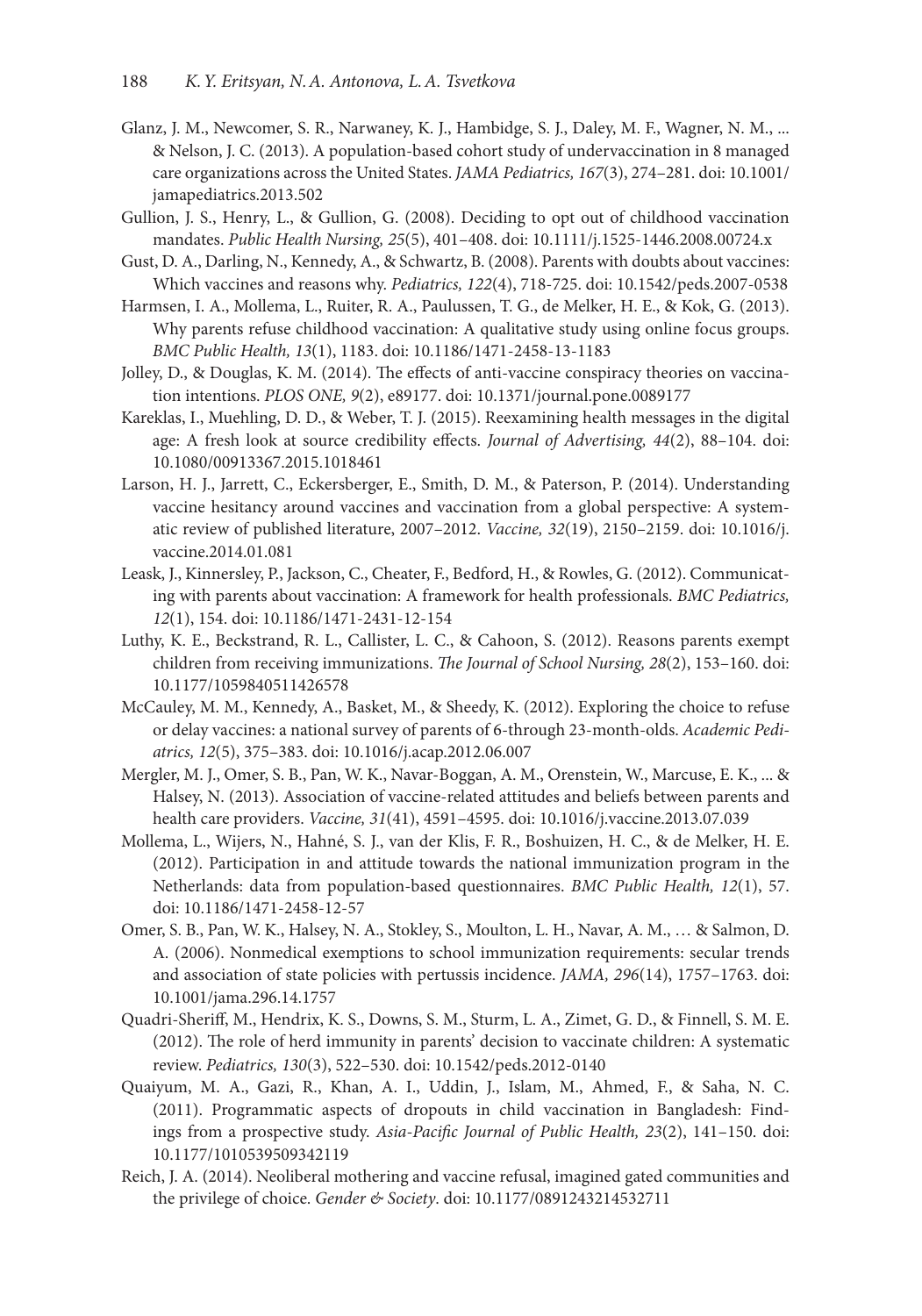Glanz, J. M., Newcomer, S. R., Narwaney, K. J., Hambidge, S. J., Daley, M. F., Wagner, N. M., ... & Nelson, J. C. (2013). A population-based cohort study of undervaccination in 8 managed care organizations across the United States. *JAMA Pediatrics, 167*(3), 274–281. doi: 10.1001/jamapediatrics.2013.502

Gullion, J. S., Henry, L., & Gullion, G. (2008). Deciding to opt out of childhood vaccination mandates. *Public Health Nursing, 25*(5), 401–408. doi: 10.1111/j.1525-1446.2008.00724.x

Gust, D. A., Darling, N., Kennedy, A., & Schwartz, B. (2008). Parents with doubts about vaccines: Which vaccines and reasons why. *Pediatrics, 122*(4), 718-725. doi: 10.1542/peds.2007-0538

Harmsen, I. A., Mollema, L., Ruiter, R. A., Paulussen, T. G., de Melker, H. E., & Kok, G. (2013). Why parents refuse childhood vaccination: A qualitative study using online focus groups. *BMC Public Health, 13*(1), 1183. doi: 10.1186/1471-2458-13-1183

Jolley, D., & Douglas, K. M. (2014). The effects of anti-vaccine conspiracy theories on vaccination intentions. *PLOS ONE, 9*(2), e89177. doi: 10.1371/journal.pone.0089177

Kareklas, I., Muehling, D. D., & Weber, T. J. (2015). Reexamining health messages in the digital age: A fresh look at source credibility effects. *Journal of Advertising, 44*(2), 88–104. doi: 10.1080/00913367.2015.1018461

Larson, H. J., Jarrett, C., Eckersberger, E., Smith, D. M., & Paterson, P. (2014). Understanding vaccine hesitancy around vaccines and vaccination from a global perspective: A systematic review of published literature, 2007–2012. *Vaccine, 32*(19), 2150–2159. doi: 10.1016/j.vaccine.2014.01.081

Leask, J., Kinnersley, P., Jackson, C., Cheater, F., Bedford, H., & Rowles, G. (2012). Communicating with parents about vaccination: A framework for health professionals. *BMC Pediatrics, 12*(1), 154. doi: 10.1186/1471-2431-12-154

Luthy, K. E., Beckstrand, R. L., Callister, L. C., & Cahoon, S. (2012). Reasons parents exempt children from receiving immunizations. *The Journal of School Nursing, 28*(2), 153–160. doi: 10.1177/1059840511426578

McCauley, M. M., Kennedy, A., Basket, M., & Sheedy, K. (2012). Exploring the choice to refuse or delay vaccines: a national survey of parents of 6-through 23-month-olds. *Academic Pediatrics, 12*(5), 375–383. doi: 10.1016/j.acap.2012.06.007

Mergler, M. J., Omer, S. B., Pan, W. K., Navar-Boggan, A. M., Orenstein, W., Marcuse, E. K., ... & Halsey, N. (2013). Association of vaccine-related attitudes and beliefs between parents and health care providers. *Vaccine, 31*(41), 4591–4595. doi: 10.1016/j.vaccine.2013.07.039

Mollema, L., Wijers, N., Hahné, S. J., van der Klis, F. R., Boshuizen, H. C., & de Melker, H. E. (2012). Participation in and attitude towards the national immunization program in the Netherlands: data from population-based questionnaires. *BMC Public Health, 12*(1), 57. doi: 10.1186/1471-2458-12-57

Omer, S. B., Pan, W. K., Halsey, N. A., Stokley, S., Moulton, L. H., Navar, A. M., … & Salmon, D. A. (2006). Nonmedical exemptions to school immunization requirements: secular trends and association of state policies with pertussis incidence. *JAMA, 296*(14), 1757–1763. doi: 10.1001/jama.296.14.1757

Quadri-Sheriff, M., Hendrix, K. S., Downs, S. M., Sturm, L. A., Zimet, G. D., & Finnell, S. M. E. (2012). The role of herd immunity in parents' decision to vaccinate children: A systematic review. *Pediatrics, 130*(3), 522–530. doi: 10.1542/peds.2012-0140

Quaiyum, M. A., Gazi, R., Khan, A. I., Uddin, J., Islam, M., Ahmed, F., & Saha, N. C. (2011). Programmatic aspects of dropouts in child vaccination in Bangladesh: Findings from a prospective study. *Asia-Pacific Journal of Public Health, 23*(2), 141–150. doi: 10.1177/1010539509342119

Reich, J. A. (2014). Neoliberal mothering and vaccine refusal, imagined gated communities and the privilege of choice. *Gender & Society*. doi: 10.1177/0891243214532711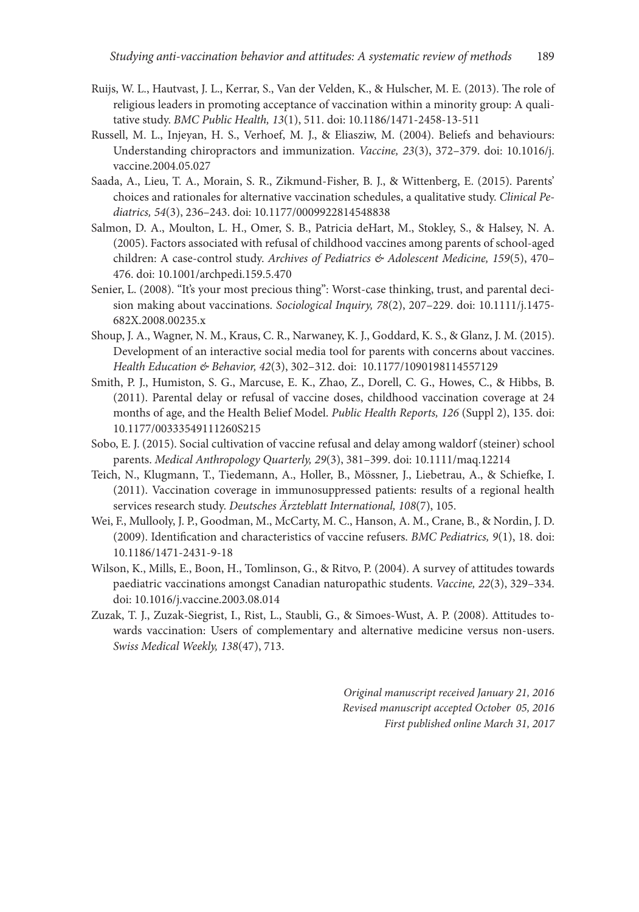Ruijs, W. L., Hautvast, J. L., Kerrar, S., Van der Velden, K., & Hulscher, M. E. (2013). The role of religious leaders in promoting acceptance of vaccination within a minority group: A qualitative study. *BMC Public Health, 13*(1), 511. doi: 10.1186/1471-2458-13-511

Russell, M. L., Injeyan, H. S., Verhoef, M. J., & Eliasziw, M. (2004). Beliefs and behaviours: Understanding chiropractors and immunization. *Vaccine, 23*(3), 372–379. doi: 10.1016/j.vaccine.2004.05.027

Saada, A., Lieu, T. A., Morain, S. R., Zikmund-Fisher, B. J., & Wittenberg, E. (2015). Parents' choices and rationales for alternative vaccination schedules, a qualitative study. *Clinical Pediatrics, 54*(3), 236–243. doi: 10.1177/0009922814548838

Salmon, D. A., Moulton, L. H., Omer, S. B., Patricia deHart, M., Stokley, S., & Halsey, N. A. (2005). Factors associated with refusal of childhood vaccines among parents of school-aged children: A case-control study. *Archives of Pediatrics & Adolescent Medicine, 159*(5), 470–476. doi: 10.1001/archpedi.159.5.470

Senier, L. (2008). "It's your most precious thing": Worst-case thinking, trust, and parental decision making about vaccinations. *Sociological Inquiry, 78*(2), 207–229. doi: 10.1111/j.1475-682X.2008.00235.x

Shoup, J. A., Wagner, N. M., Kraus, C. R., Narwaney, K. J., Goddard, K. S., & Glanz, J. M. (2015). Development of an interactive social media tool for parents with concerns about vaccines. *Health Education & Behavior, 42*(3), 302–312. doi: 10.1177/1090198114557129

Smith, P. J., Humiston, S. G., Marcuse, E. K., Zhao, Z., Dorell, C. G., Howes, C., & Hibbs, B. (2011). Parental delay or refusal of vaccine doses, childhood vaccination coverage at 24 months of age, and the Health Belief Model. *Public Health Reports, 126* (Suppl 2), 135. doi: 10.1177/00333549111260S215

Sobo, E. J. (2015). Social cultivation of vaccine refusal and delay among waldorf (steiner) school parents. *Medical Anthropology Quarterly, 29*(3), 381–399. doi: 10.1111/maq.12214

Teich, N., Klugmann, T., Tiedemann, A., Holler, B., Mössner, J., Liebetrau, A., & Schiefke, I. (2011). Vaccination coverage in immunosuppressed patients: results of a regional health services research study. *Deutsches Ärzteblatt International, 108*(7), 105.

Wei, F., Mullooly, J. P., Goodman, M., McCarty, M. C., Hanson, A. M., Crane, B., & Nordin, J. D. (2009). Identification and characteristics of vaccine refusers. *BMC Pediatrics, 9*(1), 18. doi: 10.1186/1471-2431-9-18

Wilson, K., Mills, E., Boon, H., Tomlinson, G., & Ritvo, P. (2004). A survey of attitudes towards paediatric vaccinations amongst Canadian naturopathic students. *Vaccine, 22*(3), 329–334. doi: 10.1016/j.vaccine.2003.08.014

Zuzak, T. J., Zuzak-Siegrist, I., Rist, L., Staubli, G., & Simoes-Wust, A. P. (2008). Attitudes towards vaccination: Users of complementary and alternative medicine versus non-users. *Swiss Medical Weekly, 138*(47), 713.

*Original manuscript received January 21, 2016*
*Revised manuscript accepted October 05, 2016*
*First published online March 31, 2017*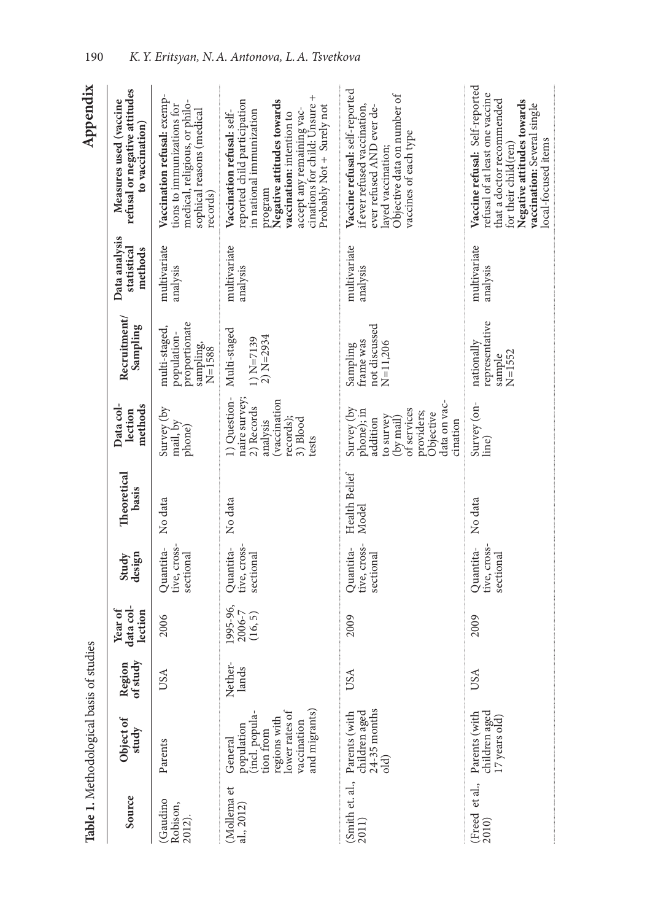## Appendix

**Table 1.** Methodological basis of studies

| Source | Object of study | Region of study | Year of data collection | Study design | Theoretical basis | Data collection methods | Recruitment/ Sampling | Data analysis statistical methods | Measures used (vaccine refusal or negative attitudes to vaccination) |
|---|---|---|---|---|---|---|---|---|---|
| (Gaudino Robison, 2012). | Parents | USA | 2006 | Quantitative, cross-sectional | No data | Survey (by mail, by phone) | multi-staged, population-proportionate sampling, N=1588 | multivariate analysis | **Vaccination refusal:** exemptions to immunizations for medical, religious, or philosophical reasons (medical records) |
| (Mollema et al., 2012) | General population (incl. population from regions with lower rates of vaccination and migrants) | Netherlands | 1995-96, 2006-7 (16, 5) | Quantitative, cross-sectional | No data | 1) Questionnaire survey; 2) Records analysis (vaccination records); 3) Blood tests | Multi-staged 1) N=7139 2) N=2934 | multivariate analysis | **Vaccination refusal:** self-reported child participation in national immunization program **Negative attitudes towards vaccination:** intention to accept any remaining vaccinations for child: Unsure + Probably Not + Surely not |
| (Smith et. al., 2011) | Parents (with children aged 24-35 months old) | USA | 2009 | Quantitative, cross-sectional | Health Belief Model | Survey (by phone); in addition to survey (by mail) of services providers; Objective data on vaccination | Sampling frame was not discussed N=11,206 | multivariate analysis | **Vaccine refusal:** self-reported if ever refused vaccination, ever refused AND ever delayed vaccination; Objective data on number of vaccines of each type |
| (Freed et al., 2010) | Parents (with children aged 17 years old) | USA | 2009 | Quantitative, cross-sectional | No data | Survey (online) | nationally representative sample N=1552 | multivariate analysis | **Vaccine refusal:** Self-reported refusal of at least one vaccine that a doctor recommended for their child(ren) **Negative attitudes towards vaccination:** Several single local-focused items |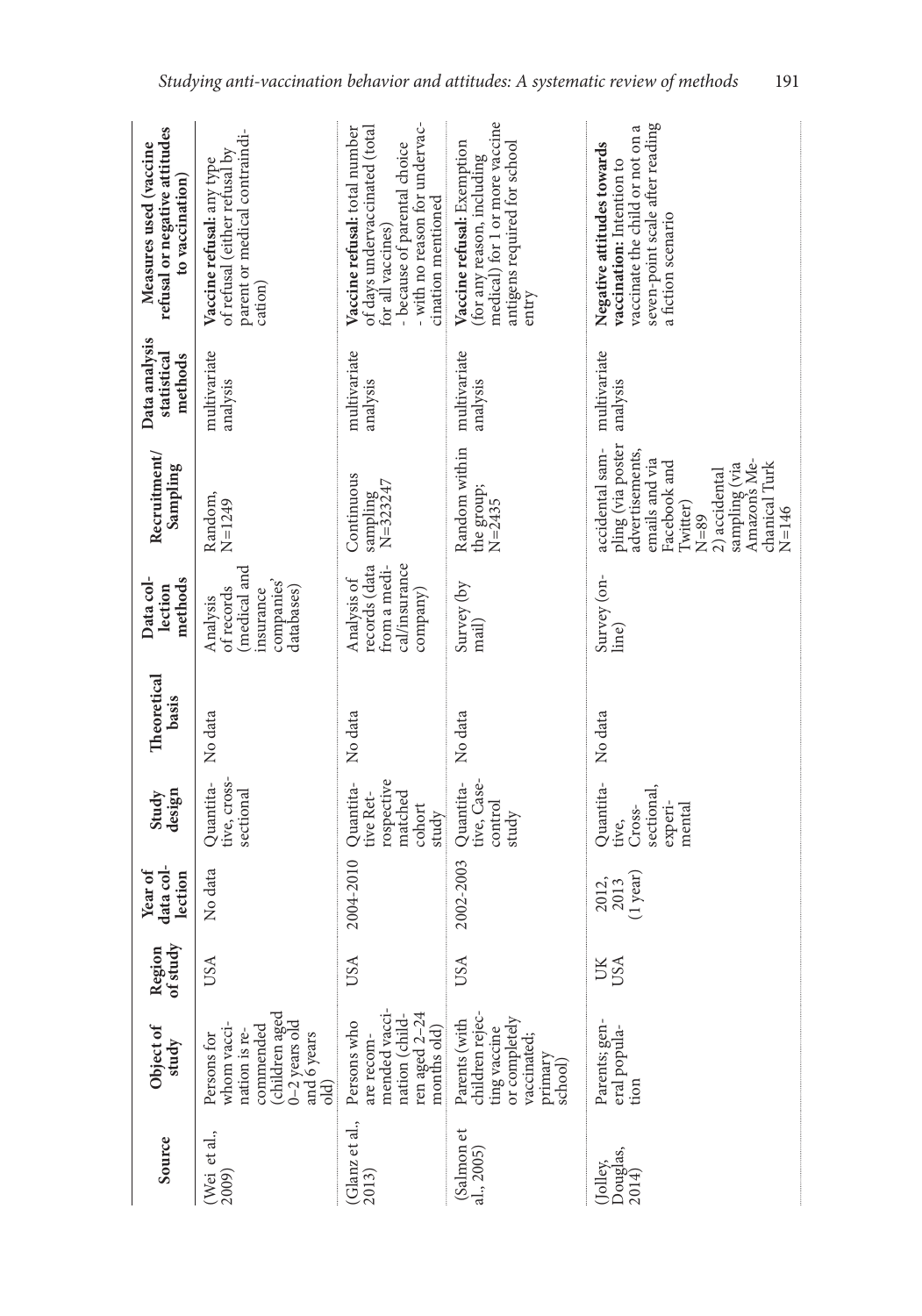| Source | Object of study | Region of study | Year of data collection | Study design | Theoretical basis | Data collection methods | Recruitment/ Sampling | Data analysis statistical methods | Measures used (vaccine refusal or negative attitudes to vaccination) |
|---|---|---|---|---|---|---|---|---|---|
| (Wei et al., 2009) | Persons for whom vaccination is recommended (children aged 0–2 years old and 6 years old) | USA | No data | Quantitative, cross-sectional | No data | Analysis of records (medical and insurance companies' databases) | Random, N=1249 | multivariate analysis | **Vaccine refusal**: any type of refusal (either refusal by parent or medical contraindication) |
| (Glanz et al., 2013) | Persons who are recommended vaccination (children aged 2–24 months old) | USA | 2004-2010 | Quantitative Retrospective matched cohort study | No data | Analysis of records (data from a medical/insurance company) | Continuous sampling N=323247 | multivariate analysis | **Vaccine refusal**: total number of days undervaccinated (total for all vaccines)<br>- because of parental choice<br>- with no reason for undervaccination mentioned |
| (Salmon et al., 2005) | Parents (with children rejecting vaccine or completely vaccinated; primary school) | USA | 2002-2003 | Quantitative, Case-control study | No data | Survey (by mail) | Random within the group; N=2435 | multivariate analysis | **Vaccine refusal**: Exemption (for any reason, including medical) for 1 or more vaccine antigens required for school entry |
| (Jolley, Douglas, 2014) | Parents; general population | UK USA | 2012, 2013 (1 year) | Quantitative, Cross-sectional, experimental | No data | Survey (online) | accidental sampling (via poster advertisements, emails and via Facebook and Twitter) N=89<br>2) accidental sampling (via Amazon's Mechanical Turk N=146 | multivariate analysis | **Negative attitudes towards vaccination**: Intention to vaccinate the child or not on a seven-point scale after reading a fiction scenario |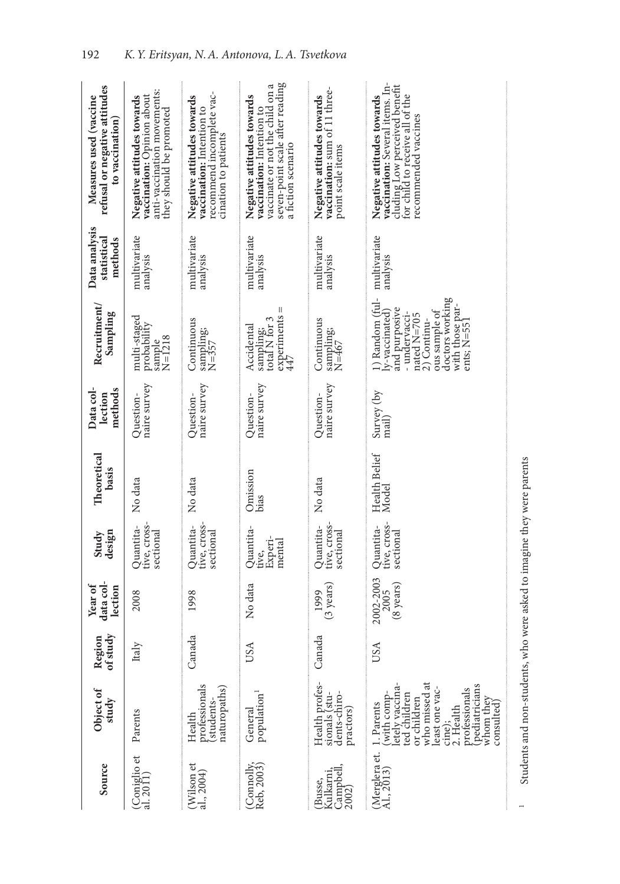| Source | Object of study | Region of study | Year of data collection | Study design | Theoretical basis | Data collection methods | Recruitment/ Sampling | Data analysis statistical methods | Measures used (vaccine refusal or negative attitudes to vaccination) |
|---|---|---|---|---|---|---|---|---|---|
| (Coniglio et al. 2011) | Parents | Italy | 2008 | Quantitative, cross-sectional | No data | Questionnaire survey | multi-staged probability sample N=1218 | multivariate analysis | **Negative attitudes towards vaccination:** Opinion about anti-vaccination movements: they should be promoted |
| (Wilson et al., 2004) | Health professionals (students-naturopaths) | Canada | 1998 | Quantitative, cross-sectional | No data | Questionnaire survey | Continuous sampling; N=357 | multivariate analysis | **Negative attitudes towards vaccination:** Intention to recommend incomplete vaccination to patients |
| (Connolly, Reb, 2003) | General population[1] | USA | No data | Quantitative, Experimental | Omission bias | Questionnaire survey | Accidental sampling; total N for 3 experiments = 447 | multivariate analysis | **Negative attitudes towards vaccination:** Intention to vaccinate or not the child on a seven-point scale after reading a fiction scenario |
| (Busse, Kulkarni, Campbell, 2002) | Health professionals (students-chiropractors) | Canada | 1999 (3 years) | Quantitative, cross-sectional | No data | Questionnaire survey | Continuous sampling; N=467 | multivariate analysis | **Negative attitudes towards vaccination:** sum of 11 three-point scale items |
| (Mergler et. Al., 2013) | 1. Parents (with completely vaccinated children or children who missed at least one vaccine); 2. Health professionals (pediatricians whom they consulted) | USA | 2002-2003 2005 (8 years) | Quantitative, cross-sectional | Health Belief Model | Survey (by mail) | 1) Random (fully-vaccinated) and purposive - undervaccinated N=705 2) Continuous sample of doctors working with those parents; N=551 | multivariate analysis | **Negative attitudes towards vaccination:** Several items. Including Low perceived benefit for child to receive all of the recommended vaccines |

[1] Students and non-students, who were asked to imagine they were parents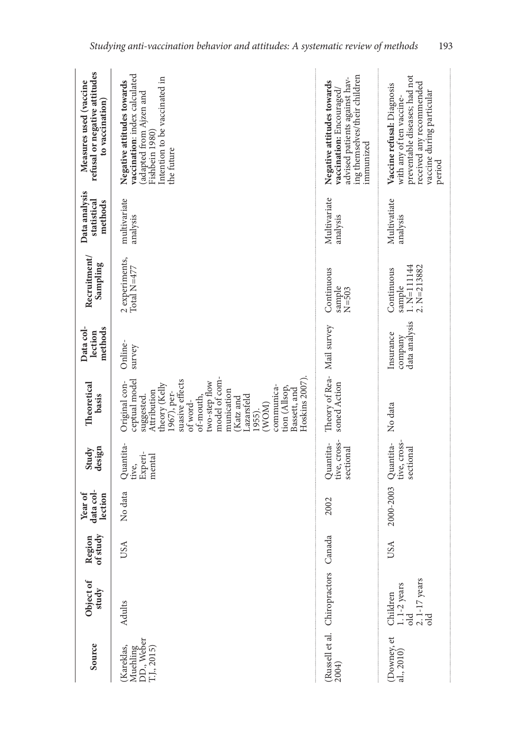| Source | Object of study | Region of study | Year of data collection | Study design | Theoretical basis | Data collection methods | Recruitment/ Sampling | Data analysis statistical methods | Measures used (vaccine refusal or negative attitudes to vaccination) |
|---|---|---|---|---|---|---|---|---|---|
| (Kareklas, Muehling DD., Weber T.J., 2015) | Adults | USA | No data | Quantitative, Experimental | Original conceptual model suggested. Attribution theory (Kelly 1967), persuasive effects of word-of-mouth, two-step flow model of communication (Katz and Lazarsfeld 1955). (WOM) communication (Allsop, Bassett, and Hoskins 2007). | Online-survey | 2 experiments, Total N=477 | multivariate analysis | **Negative attitudes towards vaccination**: index calculated (adapted from Ajzen and Fishbein 1980) Intention to be vaccinated in the future |
| (Russell et al. 2004) | Chiropractors | Canada | 2002 | Quantitative, cross-sectional | Theory of Reasoned Action | Mail survey | Continuous sample N=503 | Multivariate analysis | **Negative attitudes towards vaccination:** Encouraged/advised patients against having themselves/their children immunized |
| (Downey, et al., 2010) | Children 1. 1-2 years old 2. 1-17 years old | USA | 2000-2003 | Quantitative, cross-sectional | No data | Insurance company data analysis | Continuous sample 1. N=111144 2. N=213882 | Multivatiate analysis | **Vaccine refusal:** Diagnosis with any of ten vaccine-preventable diseases; had not received any recommended vaccine during particular period |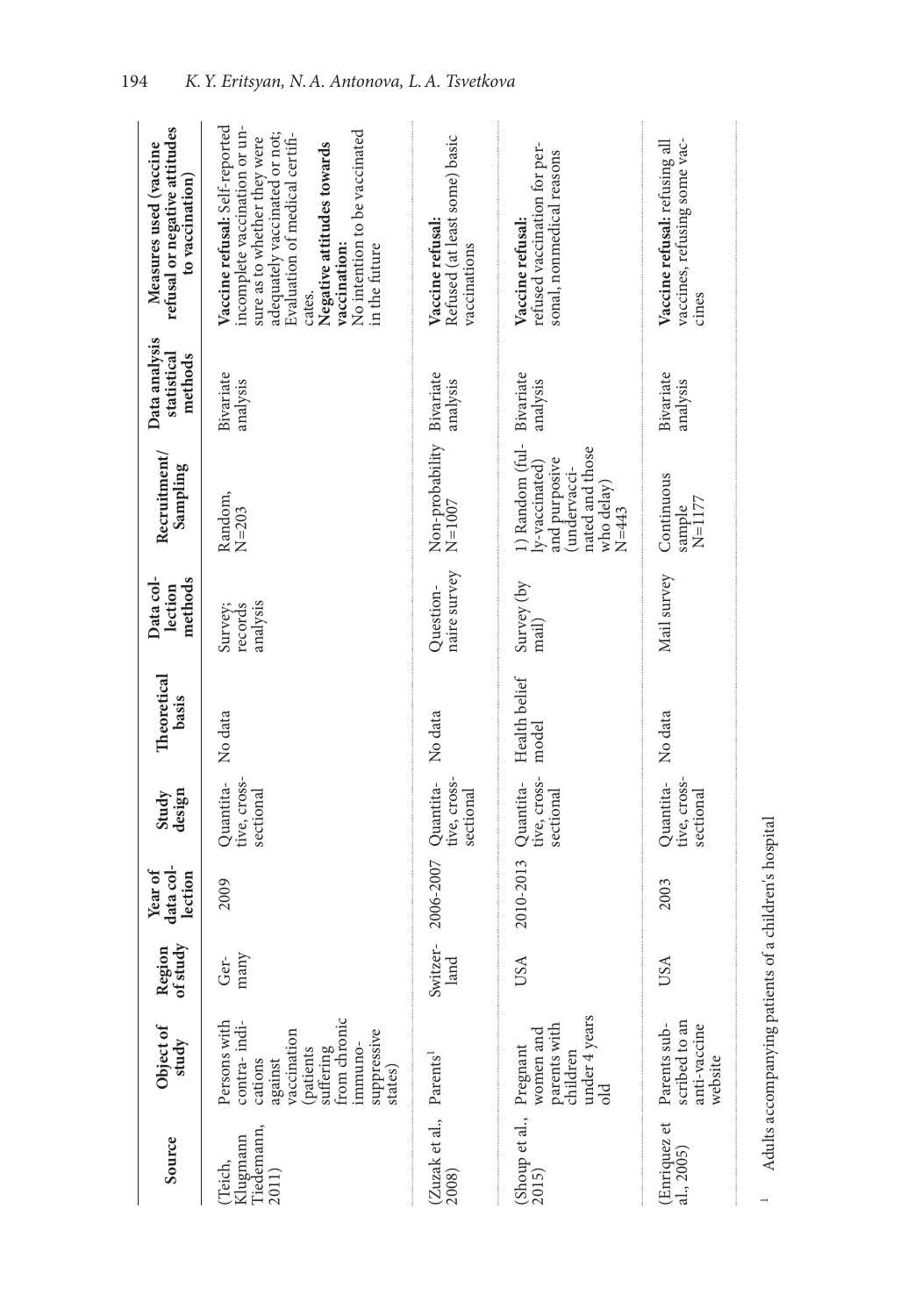| Source | Object of study | Region of study | Year of data collection | Study design | Theoretical basis | Data collection methods | Recruitment/ Sampling | Data analysis statistical methods | Measures used (vaccine refusal or negative attitudes to vaccination) |
|---|---|---|---|---|---|---|---|---|---|
| (Teich, Klugmann Tiedemann, 2011) | Persons with contra-indications against vaccination (patients suffering from chronic immuno-suppressive states) | Germany | 2009 | Quantitative, cross-sectional | No data | Survey; records analysis | Random, N=203 | Bivariate analysis | **Vaccine refusal:** Self-reported incomplete vaccination or unsure as to whether they were adequately vaccinated or not; Evaluation of medical certificates. **Negative attitudes towards vaccination:** No intention to be vaccinated in the future |
| (Zuzak et al., 2008) | Parents[1] | Switzerland | 2006-2007 | Quantitative, cross-sectional | No data | Questionnaire survey | Non-probability N=1007 | Bivariate analysis | **Vaccine refusal:** Refused (at least some) basic vaccinations |
| (Shoup et al., 2015) | Pregnant women and parents with children under 4 years old | USA | 2010-2013 | Quantitative, cross-sectional | Health belief model | Survey (by mail) | 1) Random (fully-vaccinated) and purposive (undervaccinated and those who delay) N=443 | Bivariate analysis | **Vaccine refusal:** refused vaccination for personal, nonmedical reasons |
| (Enriquez et al., 2005) | Parents subscribed to an anti-vaccine website | USA | 2003 | Quantitative, cross-sectional | No data | Mail survey | Continuous sample N=1177 | Bivariate analysis | **Vaccine refusal:** refusing all vaccines, refusing some vaccines |

[1] Adults accompanying patients of a children's hospital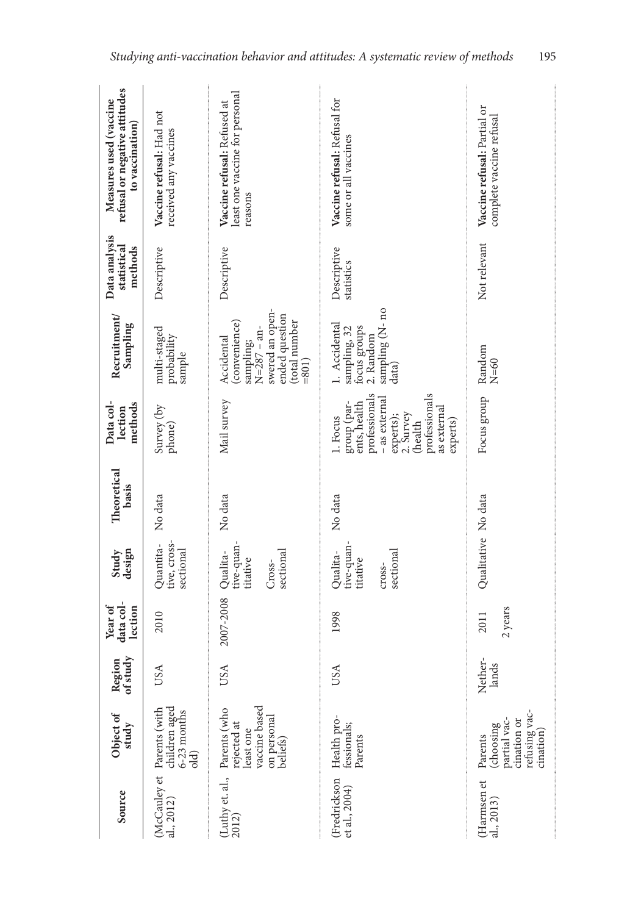| Source | Object of study | Region of study | Year of data collection | Study design | Theoretical basis | Data collection methods | Recruitment/ Sampling | Data analysis statistical methods | Measures used (vaccine refusal or negative attitudes to vaccination) |
|---|---|---|---|---|---|---|---|---|---|
| (McCauley et al., 2012) | Parents (with children aged 6-23 months old) | USA | 2010 | Quantitative, cross-sectional | No data | Survey (by phone) | multi-staged probability sample | Descriptive | **Vaccine refusal**: Had not received any vaccines |
| (Luthy et al., 2012) | Parents (who rejected at least one vaccine based on personal beliefs) | USA | 2007-2008 | Qualitative-quantitative Cross-sectional | No data | Mail survey | Accidental (convenience) sampling; N=287 – answered an open-ended question (total number =801) | Descriptive | **Vaccine refusal**: Refused at least one vaccine for personal reasons |
| (Fredrickson et al., 2004) | Health professionals; Parents | USA | 1998 | Qualitative-quantitative cross-sectional | No data | 1. Focus group (parents, health professionals – as external experts); 2. Survey (health professionals as external experts) | 1. Accidental sampling, 32 focus groups 2. Random sampling (N- no data) | Descriptive statistics | **Vaccine refusal**: Refusal for some or all vaccines |
| (Harmsen et al., 2013) | Parents (choosing partial vaccination or refusing vaccination) | Netherlands | 2011 2 years | Qualitative | No data | Focus group | Random N=60 | Not relevant | **Vaccine refusal**: Partial or complete vaccine refusal |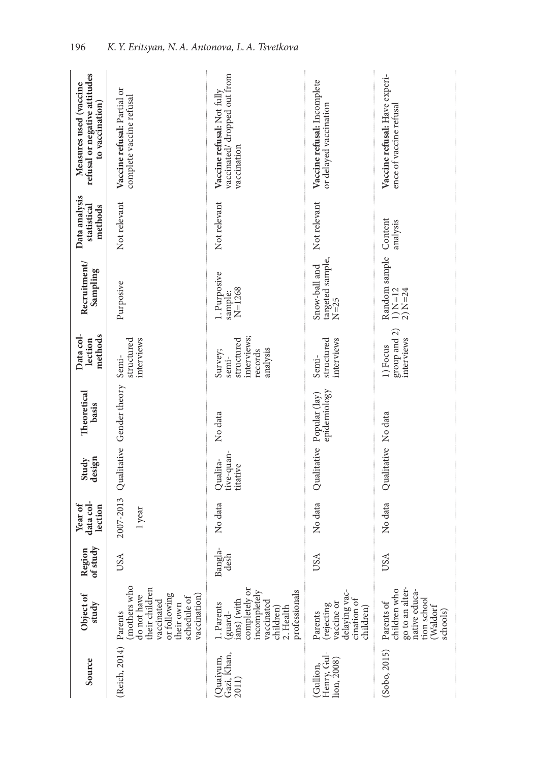| Source | Object of study | Region of study | Year of data collection | Study design | Theoretical basis | Data collection methods | Recruitment/ Sampling | Data analysis statistical methods | Measures used (vaccine refusal or negative attitudes to vaccination) |
|---|---|---|---|---|---|---|---|---|---|
| (Reich, 2014) | Parents (mothers who do not have their children vaccinated or following their own schedule of vaccination) | USA | 2007-2013 1 year | Qualitative | Gender theory | Semi-structured interviews | Purposive | Not relevant | **Vaccine refusal**: Partial or complete vaccine refusal |
| (Quaiyum, Gazi, Khan, 2011) | 1. Parents (guardians) (with completely or incompletely vaccinated children) 2. Health professionals | Bangladesh | No data | Qualitative-quantitative | No data | Survey; semi-structured interviews; records analysis | 1. Purposive sample: N=1268 | Not relevant | **Vaccine refusal**: Not fully vaccinated/ dropped out from vaccination |
| (Gullion, Henry, Gullion, 2008) | Parents (rejecting vaccine or delaying vaccination of children) | USA | No data | Qualitative | Popular (lay) epidemiology | Semi-structured interviews | Snow-ball and targeted sample, N=25 | Not relevant | **Vaccine refusal**: Incomplete or delayed vaccination |
| (Sobo, 2015) | Parents of children who go to an alternative education school (Waldorf schools) | USA | No data | Qualitative | No data | 1) Focus group and 2) interviews | Random sample 1) N=12 2) N=24 | Content analysis | **Vaccine refusal**: Have experience of vaccine refusal |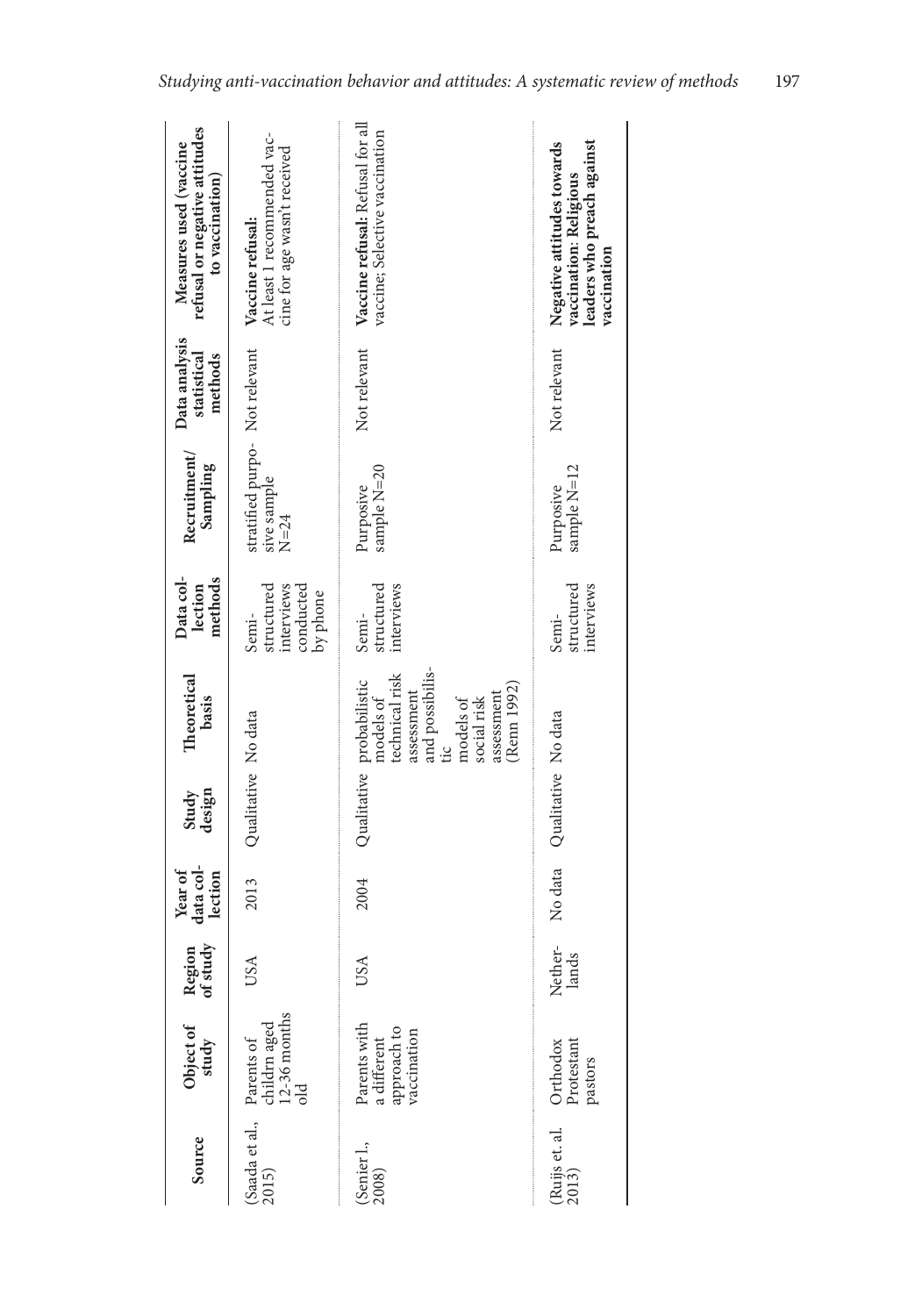| Source | Object of study | Region of study | Year of data collection | Study design | Theoretical basis | Data collection methods | Recruitment/ Sampling | Data analysis statistical methods | Measures used (vaccine refusal or negative attitudes to vaccination) |
|---|---|---|---|---|---|---|---|---|---|
| (Saada et al., 2015) | Parents of childrn aged 12-36 months old | USA | 2013 | Qualitative | No data | Semi-structured interviews conducted by phone | stratified purposive sample N=24 | Not relevant | **Vaccine refusal:** At least 1 recommended vaccine for age wasn't received |
| (Senier l., 2008) | Parents with a different approach to vaccination | USA | 2004 | Qualitative | probabilistic models of technical risk assessment and possibilistic models of social risk assessment (Renn 1992) | Semi-structured interviews | Purposive sample N=20 | Not relevant | **Vaccine refusal:** Refusal for all vaccine; Selective vaccination |
| (Ruijs et. al. 2013) | Orthodox Protestant pastors | Netherlands | No data | Qualitative | No data | Semi-structured interviews | Purposive sample N=12 | Not relevant | **Negative attitudes towards vaccination: Religious leaders who preach against vaccination** |